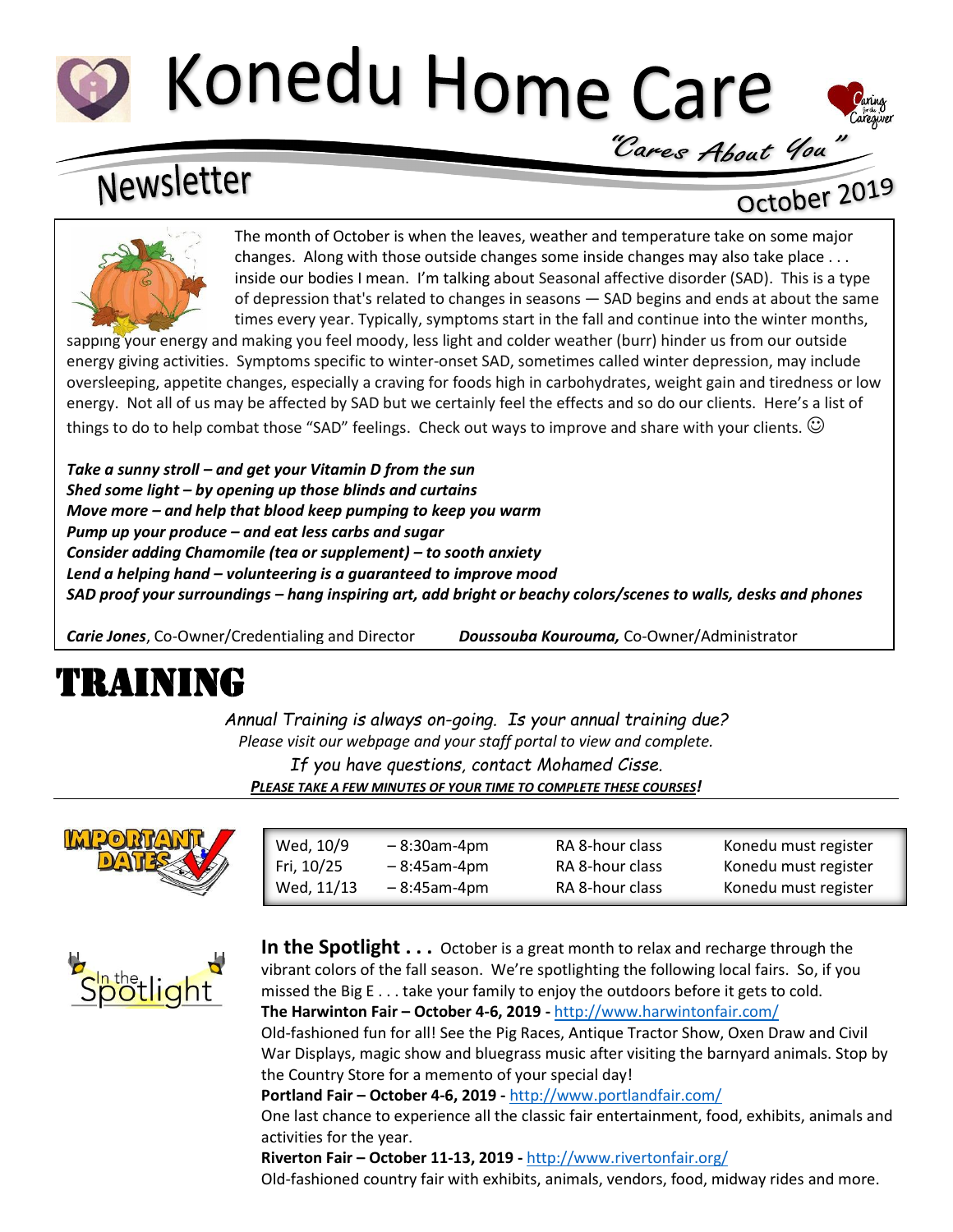# Konedu Home Care

*"Cares About You"*

## Newsletter

October 2019

The month of October is when the leaves, weather and temperature take on some major changes. Along with those outside changes some inside changes may also take place . . . inside our bodies I mean. I'm talking about Seasonal affective disorder (SAD). This is a type of depression that's related to changes in seasons — SAD begins and ends at about the same times every year. Typically, symptoms start in the fall and continue into the winter months, sapping your energy and making you feel moody, less light and colder weather (burr) hinder us from our outside energy giving activities. Symptoms specific to winter-onset SAD, sometimes called winter depression, may include oversleeping, appetite changes, especially a craving for foods high in carbohydrates, weight gain and tiredness or low energy. Not all of us may be affected by SAD but we certainly feel the effects and so do our clients. Here's a list of things to do to help combat those "SAD" feelings. Check out ways to improve and share with your clients. ☺

***Take a sunny stroll – and get your Vitamin D from the sun***
***Shed some light – by opening up those blinds and curtains***
***Move more – and help that blood keep pumping to keep you warm***
***Pump up your produce – and eat less carbs and sugar***
***Consider adding Chamomile (tea or supplement) – to sooth anxiety***
***Lend a helping hand – volunteering is a guaranteed to improve mood***
***SAD proof your surroundings – hang inspiring art, add bright or beachy colors/scenes to walls, desks and phones***

***Carie Jones***, Co-Owner/Credentialing and Director ***Doussouba Kourouma,*** Co-Owner/Administrator

# TRAINING

*Annual Training is always on-going. Is your annual training due?*
*Please visit our webpage and your staff portal to view and complete.*
*If you have questions, contact Mohamed Cisse.*
***PLEASE TAKE A FEW MINUTES OF YOUR TIME TO COMPLETE THESE COURSES!***

**IMPORTANT DATES**

| | | | |
|---|---|---|---|
| Wed, 10/9 | – 8:30am-4pm | RA 8-hour class | Konedu must register |
| Fri, 10/25 | – 8:45am-4pm | RA 8-hour class | Konedu must register |
| Wed, 11/13 | – 8:45am-4pm | RA 8-hour class | Konedu must register |

**In the Spotlight . . .** October is a great month to relax and recharge through the vibrant colors of the fall season. We're spotlighting the following local fairs. So, if you missed the Big E . . . take your family to enjoy the outdoors before it gets to cold.

**The Harwinton Fair – October 4-6, 2019 -** http://www.harwintonfair.com/
Old-fashioned fun for all! See the Pig Races, Antique Tractor Show, Oxen Draw and Civil War Displays, magic show and bluegrass music after visiting the barnyard animals. Stop by the Country Store for a memento of your special day!

**Portland Fair – October 4-6, 2019 -** http://www.portlandfair.com/
One last chance to experience all the classic fair entertainment, food, exhibits, animals and activities for the year.

**Riverton Fair – October 11-13, 2019 -** http://www.rivertonfair.org/
Old-fashioned country fair with exhibits, animals, vendors, food, midway rides and more.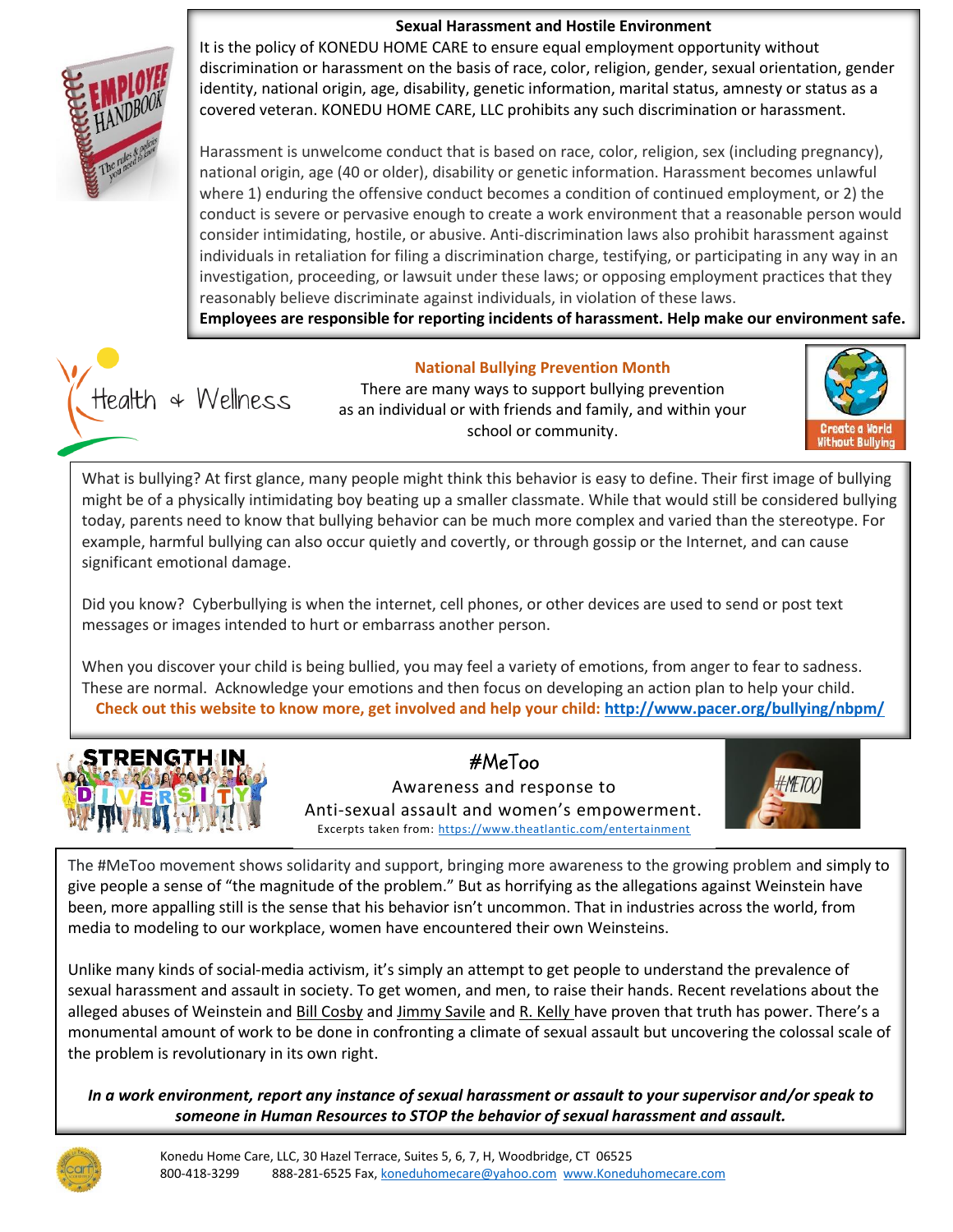## Sexual Harassment and Hostile Environment

It is the policy of KONEDU HOME CARE to ensure equal employment opportunity without discrimination or harassment on the basis of race, color, religion, gender, sexual orientation, gender identity, national origin, age, disability, genetic information, marital status, amnesty or status as a covered veteran. KONEDU HOME CARE, LLC prohibits any such discrimination or harassment.

Harassment is unwelcome conduct that is based on race, color, religion, sex (including pregnancy), national origin, age (40 or older), disability or genetic information. Harassment becomes unlawful where 1) enduring the offensive conduct becomes a condition of continued employment, or 2) the conduct is severe or pervasive enough to create a work environment that a reasonable person would consider intimidating, hostile, or abusive. Anti-discrimination laws also prohibit harassment against individuals in retaliation for filing a discrimination charge, testifying, or participating in any way in an investigation, proceeding, or lawsuit under these laws; or opposing employment practices that they reasonably believe discriminate against individuals, in violation of these laws.

**Employees are responsible for reporting incidents of harassment. Help make our environment safe.**

Health & Wellness

## National Bullying Prevention Month

There are many ways to support bullying prevention as an individual or with friends and family, and within your school or community.

Create a World Without Bullying

What is bullying? At first glance, many people might think this behavior is easy to define. Their first image of bullying might be of a physically intimidating boy beating up a smaller classmate. While that would still be considered bullying today, parents need to know that bullying behavior can be much more complex and varied than the stereotype. For example, harmful bullying can also occur quietly and covertly, or through gossip or the Internet, and can cause significant emotional damage.

Did you know? Cyberbullying is when the internet, cell phones, or other devices are used to send or post text messages or images intended to hurt or embarrass another person.

When you discover your child is being bullied, you may feel a variety of emotions, from anger to fear to sadness. These are normal. Acknowledge your emotions and then focus on developing an action plan to help your child.

**Check out this website to know more, get involved and help your child: http://www.pacer.org/bullying/nbpm/**

STRENGTH IN DIVERSITY

## #MeToo

Awareness and response to Anti-sexual assault and women's empowerment.

Excerpts taken from: https://www.theatlantic.com/entertainment

The #MeToo movement shows solidarity and support, bringing more awareness to the growing problem and simply to give people a sense of "the magnitude of the problem." But as horrifying as the allegations against Weinstein have been, more appalling still is the sense that his behavior isn't uncommon. That in industries across the world, from media to modeling to our workplace, women have encountered their own Weinsteins.

Unlike many kinds of social-media activism, it's simply an attempt to get people to understand the prevalence of sexual harassment and assault in society. To get women, and men, to raise their hands. Recent revelations about the alleged abuses of Weinstein and Bill Cosby and Jimmy Savile and R. Kelly have proven that truth has power. There's a monumental amount of work to be done in confronting a climate of sexual assault but uncovering the colossal scale of the problem is revolutionary in its own right.

***In a work environment, report any instance of sexual harassment or assault to your supervisor and/or speak to someone in Human Resources to STOP the behavior of sexual harassment and assault.***

Konedu Home Care, LLC, 30 Hazel Terrace, Suites 5, 6, 7, H, Woodbridge, CT 06525
800-418-3299 888-281-6525 Fax, koneduhomecare@yahoo.com www.Koneduhomecare.com